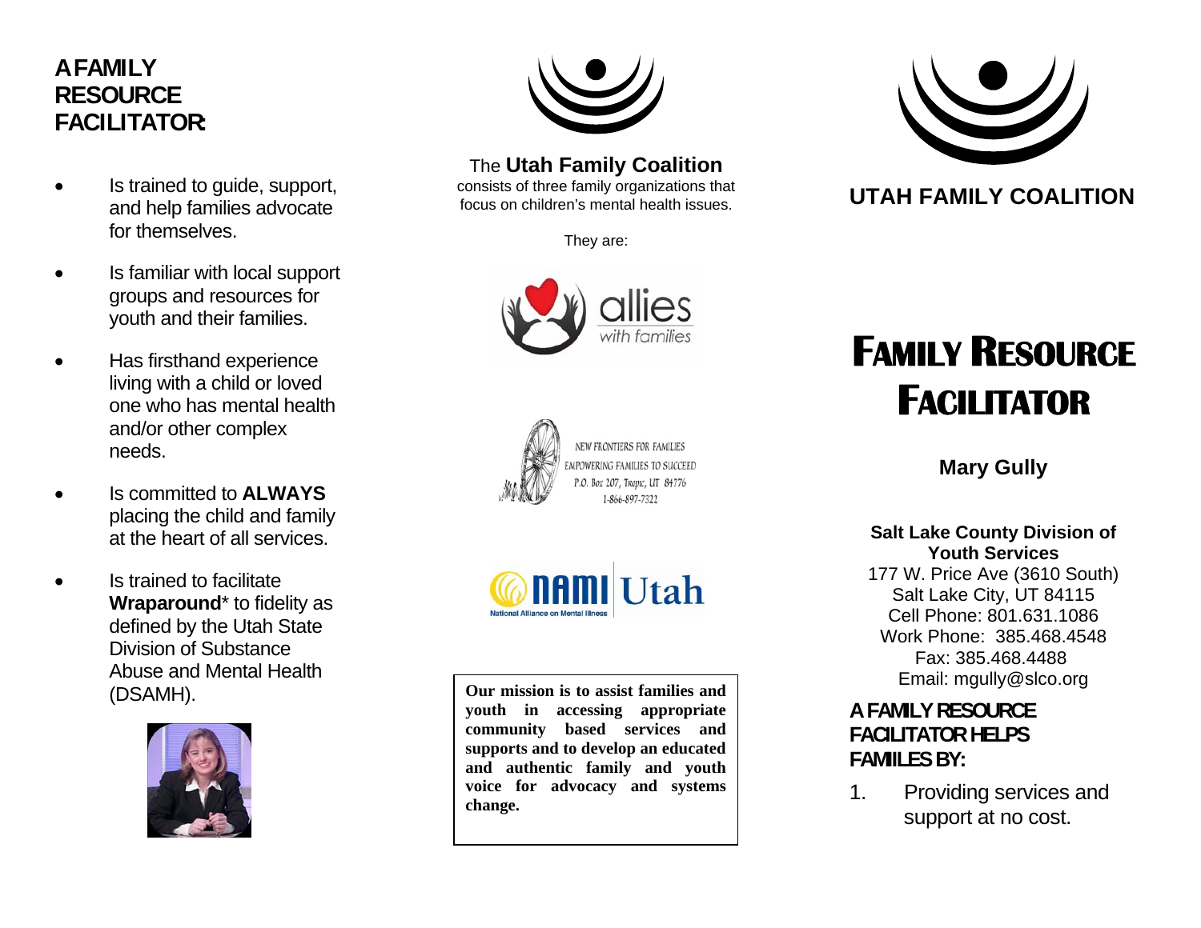## A FAMILY RESOURCE FACILITATOR:

- Is trained to guide, support, and help families advocate for themselves.
- Is familiar with local support groups and resources for youth and their families.
- Has firsthand experience living with a child or loved one who has mental health and/or other complex needs.
- Is committed to **ALWAYS** placing the child and family at the heart of all services.
- Is trained to facilitate **Wraparound*** to fidelity as defined by the Utah State Division of Substance Abuse and Mental Health (DSAMH).

The **Utah Family Coalition** consists of three family organizations that focus on children's mental health issues.

They are:

allies with families

NEW FRONTIERS FOR FAMILIES
EMPOWERING FAMILIES TO SUCCEED
P.O. Box 207, Tropic, UT 84776
1-866-897-7322

NAMI Utah
National Alliance on Mental Illness

**Our mission is to assist families and youth in accessing appropriate community based services and supports and to develop an educated and authentic family and youth voice for advocacy and systems change.**

## UTAH FAMILY COALITION

# FAMILY RESOURCE FACILITATOR

**Mary Gully**

**Salt Lake County Division of Youth Services**
177 W. Price Ave (3610 South)
Salt Lake City, UT 84115
Cell Phone: 801.631.1086
Work Phone: 385.468.4548
Fax: 385.468.4488
Email: mgully@slco.org

## A FAMILY RESOURCE FACILITATOR HELPS FAMILIES BY:

1. Providing services and support at no cost.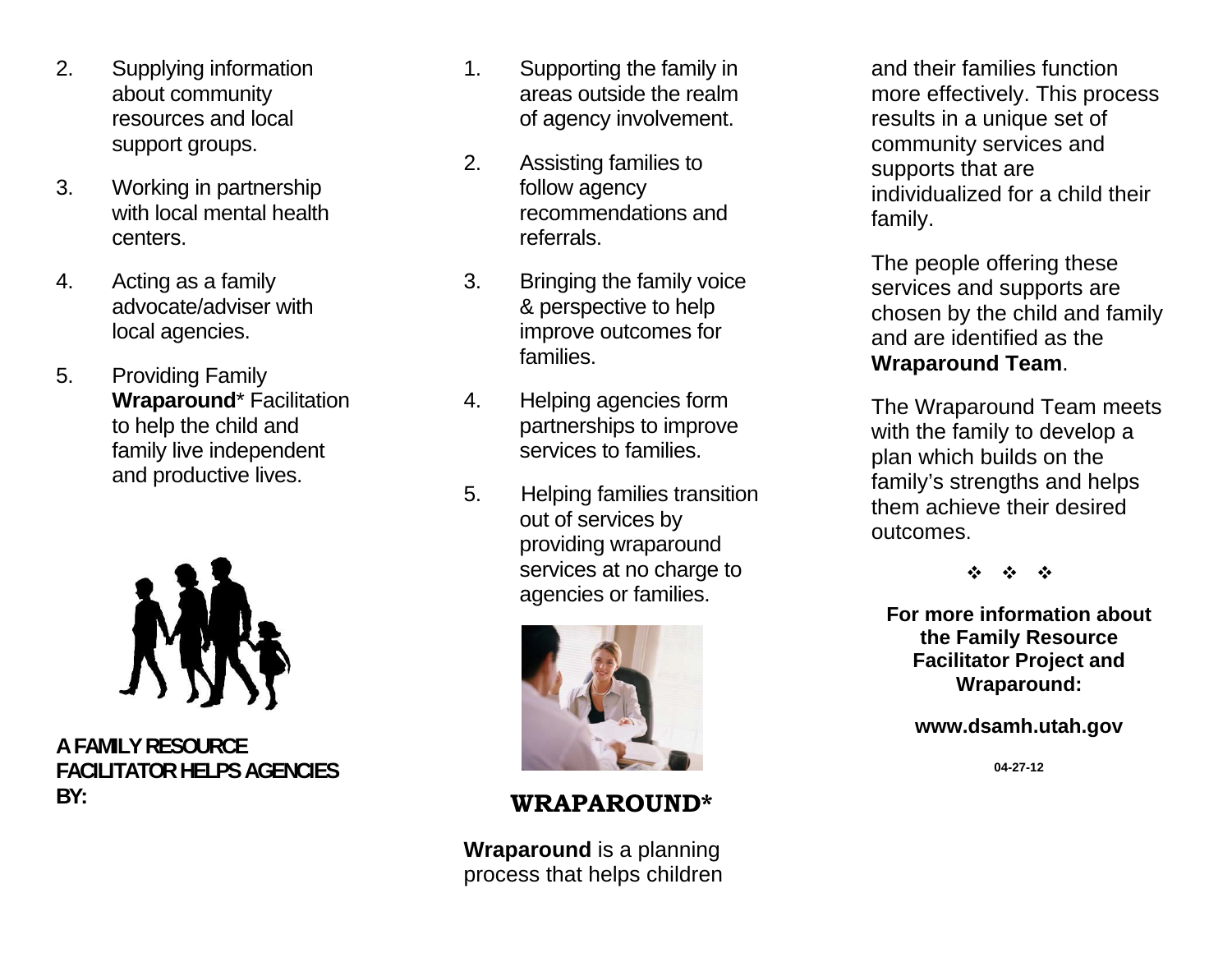2. Supplying information about community resources and local support groups.
3. Working in partnership with local mental health centers.
4. Acting as a family advocate/adviser with local agencies.
5. Providing Family **Wraparound*** Facilitation to help the child and family live independent and productive lives.

**A FAMILY RESOURCE FACILITATOR HELPS AGENCIES BY:**

1. Supporting the family in areas outside the realm of agency involvement.
2. Assisting families to follow agency recommendations and referrals.
3. Bringing the family voice & perspective to help improve outcomes for families.
4. Helping agencies form partnerships to improve services to families.
5. Helping families transition out of services by providing wraparound services at no charge to agencies or families.

## WRAPAROUND*

**Wraparound** is a planning process that helps children and their families function more effectively. This process results in a unique set of community services and supports that are individualized for a child their family.

The people offering these services and supports are chosen by the child and family and are identified as the **Wraparound Team**.

The Wraparound Team meets with the family to develop a plan which builds on the family's strengths and helps them achieve their desired outcomes.

❖ ❖ ❖

**For more information about the Family Resource Facilitator Project and Wraparound:**

**www.dsamh.utah.gov**

**04-27-12**